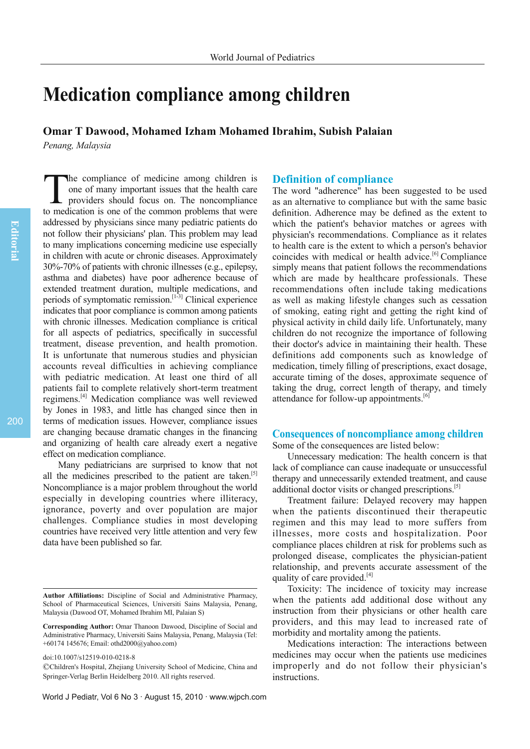# Medication compliance among children

**Omar T Dawood, Mohamed Izham Mohamed Ibrahim, Subish Palaian**

*Penang, Malaysia*

The compliance of medicine among children is one of many important issues that the health care providers should focus on. The noncompliance to medication is one of the common problems that were addressed by physicians since many pediatric patients do not follow their physicians' plan. This problem may lead to many implications concerning medicine use especially in children with acute or chronic diseases. Approximately 30%-70% of patients with chronic illnesses (e.g., epilepsy, asthma and diabetes) have poor adherence because of extended treatment duration, multiple medications, and periods of symptomatic remission.[1-3] Clinical experience indicates that poor compliance is common among patients with chronic illnesses. Medication compliance is critical for all aspects of pediatrics, specifically in successful treatment, disease prevention, and health promotion. It is unfortunate that numerous studies and physician accounts reveal difficulties in achieving compliance with pediatric medication. At least one third of all patients fail to complete relatively short-term treatment regimens.[4] Medication compliance was well reviewed by Jones in 1983, and little has changed since then in terms of medication issues. However, compliance issues are changing because dramatic changes in the financing and organizing of health care already exert a negative effect on medication compliance.

Many pediatricians are surprised to know that not all the medicines prescribed to the patient are taken.[5] Noncompliance is a major problem throughout the world especially in developing countries where illiteracy, ignorance, poverty and over population are major challenges. Compliance studies in most developing countries have received very little attention and very few data have been published so far.

## Definition of compliance

The word "adherence" has been suggested to be used as an alternative to compliance but with the same basic definition. Adherence may be defined as the extent to which the patient's behavior matches or agrees with physician's recommendations. Compliance as it relates to health care is the extent to which a person's behavior coincides with medical or health advice.[6] Compliance simply means that patient follows the recommendations which are made by healthcare professionals. These recommendations often include taking medications as well as making lifestyle changes such as cessation of smoking, eating right and getting the right kind of physical activity in child daily life. Unfortunately, many children do not recognize the importance of following their doctor's advice in maintaining their health. These definitions add components such as knowledge of medication, timely filling of prescriptions, exact dosage, accurate timing of the doses, approximate sequence of taking the drug, correct length of therapy, and timely attendance for follow-up appointments.[6]

## Consequences of noncompliance among children

Some of the consequences are listed below:

Unnecessary medication: The health concern is that lack of compliance can cause inadequate or unsuccessful therapy and unnecessarily extended treatment, and cause additional doctor visits or changed prescriptions.[5]

Treatment failure: Delayed recovery may happen when the patients discontinued their therapeutic regimen and this may lead to more suffers from illnesses, more costs and hospitalization. Poor compliance places children at risk for problems such as prolonged disease, complicates the physician-patient relationship, and prevents accurate assessment of the quality of care provided.[4]

Toxicity: The incidence of toxicity may increase when the patients add additional dose without any instruction from their physicians or other health care providers, and this may lead to increased rate of morbidity and mortality among the patients.

Medications interaction: The interactions between medicines may occur when the patients use medicines improperly and do not follow their physician's instructions.

---

**Author Affiliations:** Discipline of Social and Administrative Pharmacy, School of Pharmaceutical Sciences, Universiti Sains Malaysia, Penang, Malaysia (Dawood OT, Mohamed Ibrahim MI, Palaian S)

**Corresponding Author:** Omar Thanoon Dawood, Discipline of Social and Administrative Pharmacy, Universiti Sains Malaysia, Penang, Malaysia (Tel: +60174 145676; Email: othd2000@yahoo.com)

doi:10.1007/s12519-010-0218-8

©Children's Hospital, Zhejiang University School of Medicine, China and Springer-Verlag Berlin Heidelberg 2010. All rights reserved.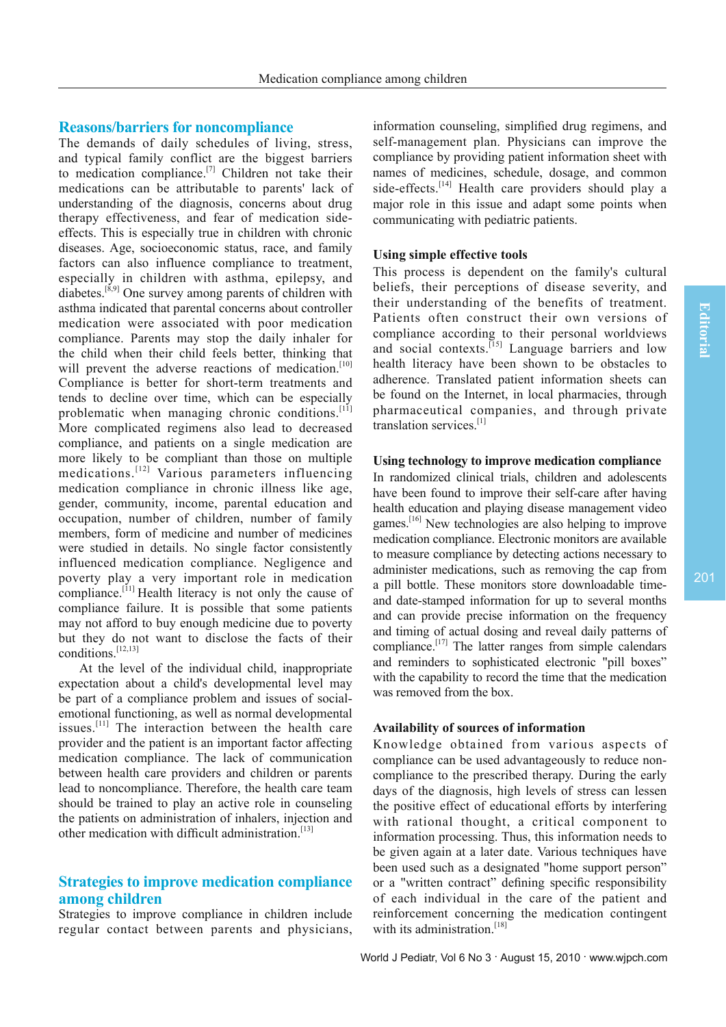## Reasons/barriers for noncompliance

The demands of daily schedules of living, stress, and typical family conflict are the biggest barriers to medication compliance.[7] Children not take their medications can be attributable to parents' lack of understanding of the diagnosis, concerns about drug therapy effectiveness, and fear of medication side-effects. This is especially true in children with chronic diseases. Age, socioeconomic status, race, and family factors can also influence compliance to treatment, especially in children with asthma, epilepsy, and diabetes.[8,9] One survey among parents of children with asthma indicated that parental concerns about controller medication were associated with poor medication compliance. Parents may stop the daily inhaler for the child when their child feels better, thinking that will prevent the adverse reactions of medication.[10] Compliance is better for short-term treatments and tends to decline over time, which can be especially problematic when managing chronic conditions.[11] More complicated regimens also lead to decreased compliance, and patients on a single medication are more likely to be compliant than those on multiple medications.[12] Various parameters influencing medication compliance in chronic illness like age, gender, community, income, parental education and occupation, number of children, number of family members, form of medicine and number of medicines were studied in details. No single factor consistently influenced medication compliance. Negligence and poverty play a very important role in medication compliance.[11] Health literacy is not only the cause of compliance failure. It is possible that some patients may not afford to buy enough medicine due to poverty but they do not want to disclose the facts of their conditions.[12,13]

At the level of the individual child, inappropriate expectation about a child's developmental level may be part of a compliance problem and issues of social-emotional functioning, as well as normal developmental issues.[11] The interaction between the health care provider and the patient is an important factor affecting medication compliance. The lack of communication between health care providers and children or parents lead to noncompliance. Therefore, the health care team should be trained to play an active role in counseling the patients on administration of inhalers, injection and other medication with difficult administration.[13]

## Strategies to improve medication compliance among children

Strategies to improve compliance in children include regular contact between parents and physicians, information counseling, simplified drug regimens, and self-management plan. Physicians can improve the compliance by providing patient information sheet with names of medicines, schedule, dosage, and common side-effects.[14] Health care providers should play a major role in this issue and adapt some points when communicating with pediatric patients.

### Using simple effective tools

This process is dependent on the family's cultural beliefs, their perceptions of disease severity, and their understanding of the benefits of treatment. Patients often construct their own versions of compliance according to their personal worldviews and social contexts.[15] Language barriers and low health literacy have been shown to be obstacles to adherence. Translated patient information sheets can be found on the Internet, in local pharmacies, through pharmaceutical companies, and through private translation services.[1]

### Using technology to improve medication compliance

In randomized clinical trials, children and adolescents have been found to improve their self-care after having health education and playing disease management video games.[16] New technologies are also helping to improve medication compliance. Electronic monitors are available to measure compliance by detecting actions necessary to administer medications, such as removing the cap from a pill bottle. These monitors store downloadable time- and date-stamped information for up to several months and can provide precise information on the frequency and timing of actual dosing and reveal daily patterns of compliance.[17] The latter ranges from simple calendars and reminders to sophisticated electronic "pill boxes" with the capability to record the time that the medication was removed from the box.

### Availability of sources of information

Knowledge obtained from various aspects of compliance can be used advantageously to reduce non-compliance to the prescribed therapy. During the early days of the diagnosis, high levels of stress can lessen the positive effect of educational efforts by interfering with rational thought, a critical component to information processing. Thus, this information needs to be given again at a later date. Various techniques have been used such as a designated "home support person" or a "written contract" defining specific responsibility of each individual in the care of the patient and reinforcement concerning the medication contingent with its administration.[18]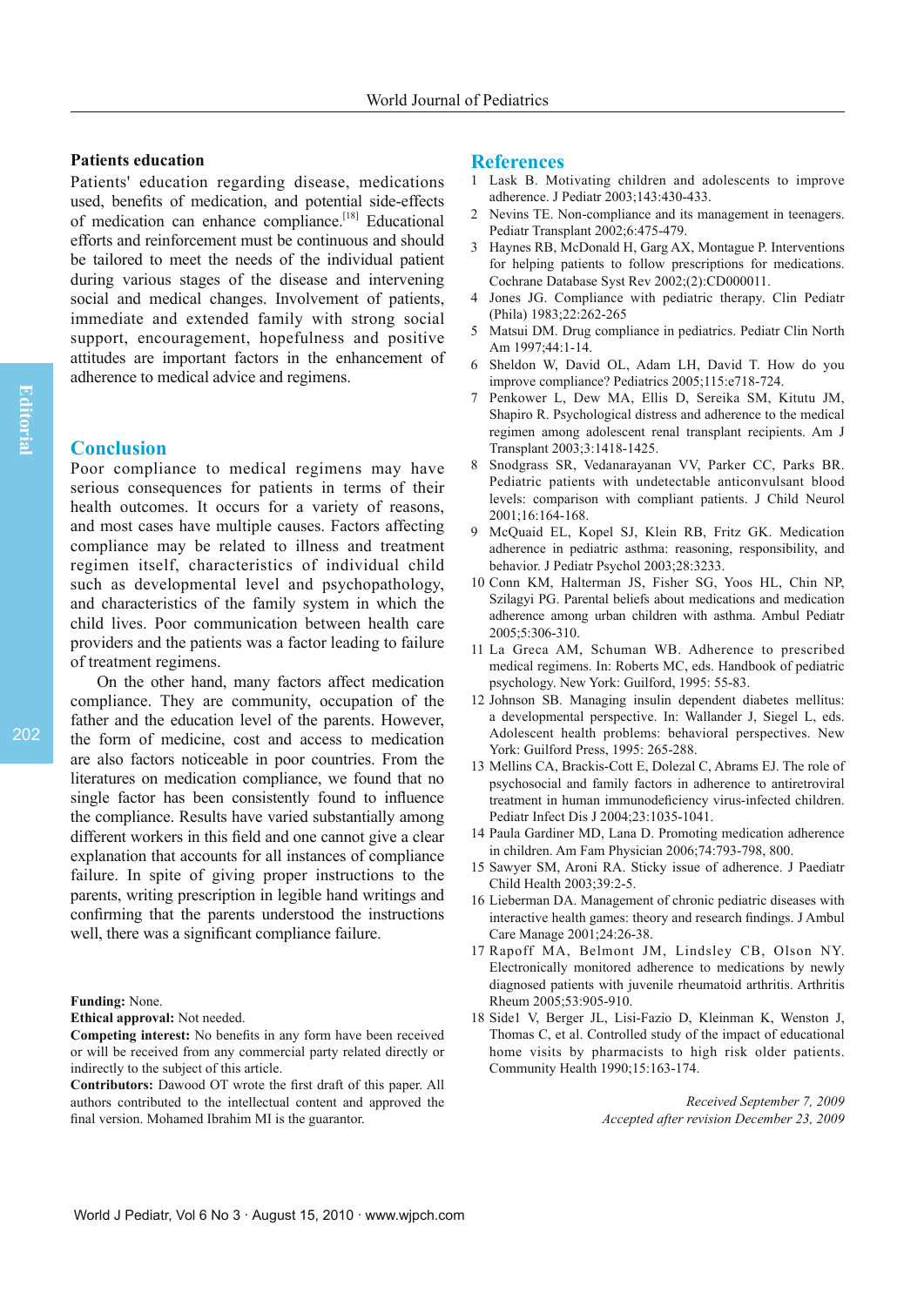### Patients education

Patients' education regarding disease, medications used, benefits of medication, and potential side-effects of medication can enhance compliance.[18] Educational efforts and reinforcement must be continuous and should be tailored to meet the needs of the individual patient during various stages of the disease and intervening social and medical changes. Involvement of patients, immediate and extended family with strong social support, encouragement, hopefulness and positive attitudes are important factors in the enhancement of adherence to medical advice and regimens.

## Conclusion

Poor compliance to medical regimens may have serious consequences for patients in terms of their health outcomes. It occurs for a variety of reasons, and most cases have multiple causes. Factors affecting compliance may be related to illness and treatment regimen itself, characteristics of individual child such as developmental level and psychopathology, and characteristics of the family system in which the child lives. Poor communication between health care providers and the patients was a factor leading to failure of treatment regimens.

On the other hand, many factors affect medication compliance. They are community, occupation of the father and the education level of the parents. However, the form of medicine, cost and access to medication are also factors noticeable in poor countries. From the literatures on medication compliance, we found that no single factor has been consistently found to influence the compliance. Results have varied substantially among different workers in this field and one cannot give a clear explanation that accounts for all instances of compliance failure. In spite of giving proper instructions to the parents, writing prescription in legible hand writings and confirming that the parents understood the instructions well, there was a significant compliance failure.

**Funding:** None.

**Ethical approval:** Not needed.

**Competing interest:** No benefits in any form have been received or will be received from any commercial party related directly or indirectly to the subject of this article.

**Contributors:** Dawood OT wrote the first draft of this paper. All authors contributed to the intellectual content and approved the final version. Mohamed Ibrahim MI is the guarantor.

## References

1. Lask B. Motivating children and adolescents to improve adherence. J Pediatr 2003;143:430-433.
2. Nevins TE. Non-compliance and its management in teenagers. Pediatr Transplant 2002;6:475-479.
3. Haynes RB, McDonald H, Garg AX, Montague P. Interventions for helping patients to follow prescriptions for medications. Cochrane Database Syst Rev 2002;(2):CD000011.
4. Jones JG. Compliance with pediatric therapy. Clin Pediatr (Phila) 1983;22:262-265
5. Matsui DM. Drug compliance in pediatrics. Pediatr Clin North Am 1997;44:1-14.
6. Sheldon W, David OL, Adam LH, David T. How do you improve compliance? Pediatrics 2005;115:e718-724.
7. Penkower L, Dew MA, Ellis D, Sereika SM, Kitutu JM, Shapiro R. Psychological distress and adherence to the medical regimen among adolescent renal transplant recipients. Am J Transplant 2003;3:1418-1425.
8. Snodgrass SR, Vedanarayanan VV, Parker CC, Parks BR. Pediatric patients with undetectable anticonvulsant blood levels: comparison with compliant patients. J Child Neurol 2001;16:164-168.
9. McQuaid EL, Kopel SJ, Klein RB, Fritz GK. Medication adherence in pediatric asthma: reasoning, responsibility, and behavior. J Pediatr Psychol 2003;28:3233.
10. Conn KM, Halterman JS, Fisher SG, Yoos HL, Chin NP, Szilagyi PG. Parental beliefs about medications and medication adherence among urban children with asthma. Ambul Pediatr 2005;5:306-310.
11. La Greca AM, Schuman WB. Adherence to prescribed medical regimens. In: Roberts MC, eds. Handbook of pediatric psychology. New York: Guilford, 1995: 55-83.
12. Johnson SB. Managing insulin dependent diabetes mellitus: a developmental perspective. In: Wallander J, Siegel L, eds. Adolescent health problems: behavioral perspectives. New York: Guilford Press, 1995: 265-288.
13. Mellins CA, Brackis-Cott E, Dolezal C, Abrams EJ. The role of psychosocial and family factors in adherence to antiretroviral treatment in human immunodeficiency virus-infected children. Pediatr Infect Dis J 2004;23:1035-1041.
14. Paula Gardiner MD, Lana D. Promoting medication adherence in children. Am Fam Physician 2006;74:793-798, 800.
15. Sawyer SM, Aroni RA. Sticky issue of adherence. J Paediatr Child Health 2003;39:2-5.
16. Lieberman DA. Management of chronic pediatric diseases with interactive health games: theory and research findings. J Ambul Care Manage 2001;24:26-38.
17. Rapoff MA, Belmont JM, Lindsley CB, Olson NY. Electronically monitored adherence to medications by newly diagnosed patients with juvenile rheumatoid arthritis. Arthritis Rheum 2005;53:905-910.
18. Sidel V, Berger JL, Lisi-Fazio D, Kleinman K, Wenston J, Thomas C, et al. Controlled study of the impact of educational home visits by pharmacists to high risk older patients. Community Health 1990;15:163-174.

*Received September 7, 2009*
*Accepted after revision December 23, 2009*